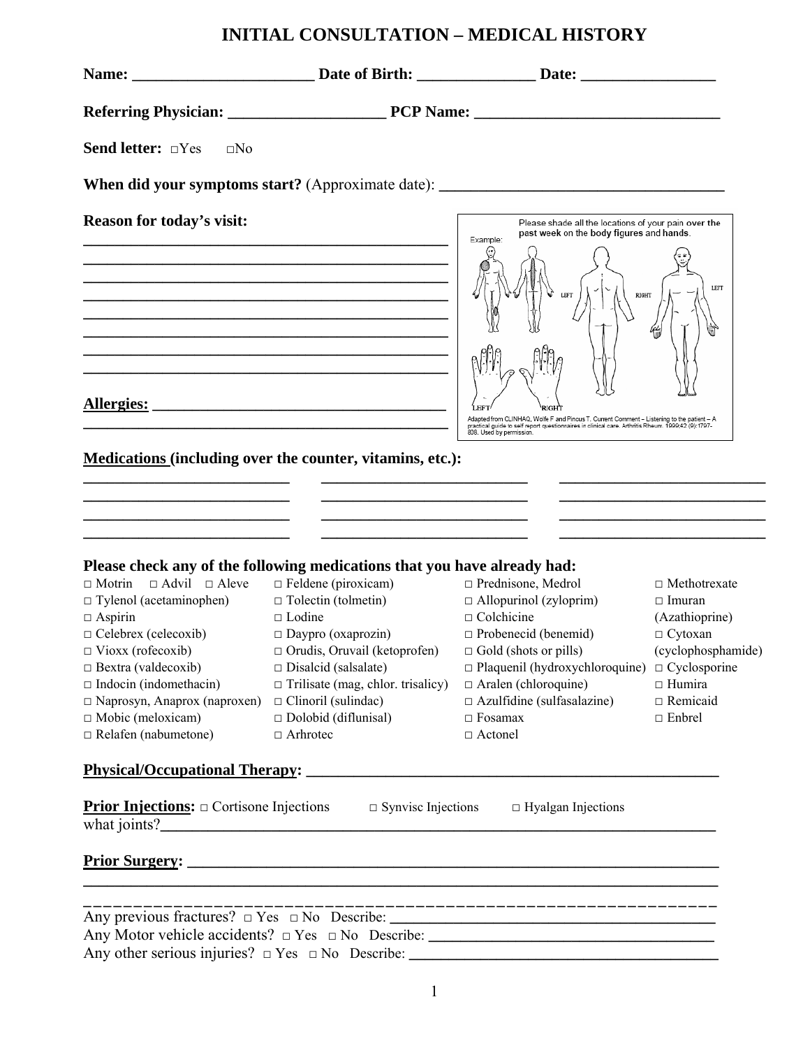# INITIAL CONSULTATION – MEDICAL HISTORY

**Name:** _______________________ **Date of Birth:** _______________ **Date:** _________________

**Referring Physician:** ____________________ **PCP Name:** ______________________________

**Send letter:** □Yes □No

**When did your symptoms start?** (Approximate date): ___________________________________

**Reason for today's visit:**

_______________________________________________

_______________________________________________

_______________________________________________

_______________________________________________

_______________________________________________

_______________________________________________

_______________________________________________

Please shade all the locations of your pain **over the past week** on the **body figures** and **hands**.

Example: LEFT RIGHT LEFT RIGHT LEFT

Adapted from CLINHAQ, Wolfe F and Pincus T. Current Comment – Listening to the patient – A practical guide to self report questionnaires in clinical care. Arthritis Rheum. 1999;42 (9):1797-808. Used by permission.

**Allergies:** ______________________________________

_______________________________________________

**Medications (including over the counter, vitamins, etc.):**

__________________________ __________________________ __________________________

__________________________ __________________________ __________________________

__________________________ __________________________ __________________________

__________________________ __________________________ __________________________

**Please check any of the following medications that you have already had:**

| | | | |
|---|---|---|---|
| □ Motrin □ Advil □ Aleve | □ Feldene (piroxicam) | □ Prednisone, Medrol | □ Methotrexate |
| □ Tylenol (acetaminophen) | □ Tolectin (tolmetin) | □ Allopurinol (zyloprim) | □ Imuran (Azathioprine) |
| □ Aspirin | □ Lodine | □ Colchicine | □ Cytoxan (cyclophosphamide) |
| □ Celebrex (celecoxib) | □ Daypro (oxaprozin) | □ Probenecid (benemid) | □ Cyclosporine |
| □ Vioxx (rofecoxib) | □ Orudis, Oruvail (ketoprofen) | □ Gold (shots or pills) | □ Humira |
| □ Bextra (valdecoxib) | □ Disalcid (salsalate) | □ Plaquenil (hydroxychloroquine) | □ Remicaid |
| □ Indocin (indomethacin) | □ Trilisate (mag, chlor. trisalicy) | □ Aralen (chloroquine) | □ Enbrel |
| □ Naprosyn, Anaprox (naproxen) | □ Clinoril (sulindac) | □ Azulfidine (sulfasalazine) | |
| □ Mobic (meloxicam) | □ Dolobid (diflunisal) | □ Fosamax | |
| □ Relafen (nabumetone) | □ Arhrotec | □ Actonel | |

**Physical/Occupational Therapy:** _____________________________________________________

**Prior Injections:** □ Cortisone Injections □ Synvisc Injections □ Hyalgan Injections

what joints?_____________________________________________________________________

**Prior Surgery:** ___________________________________________________________________

_______________________________________________________________________________

_______________________________________________________________________________

Any previous fractures? □ Yes □ No Describe: ________________________________________

Any Motor vehicle accidents? □ Yes □ No Describe: ____________________________________

Any other serious injuries? □ Yes □ No Describe: ______________________________________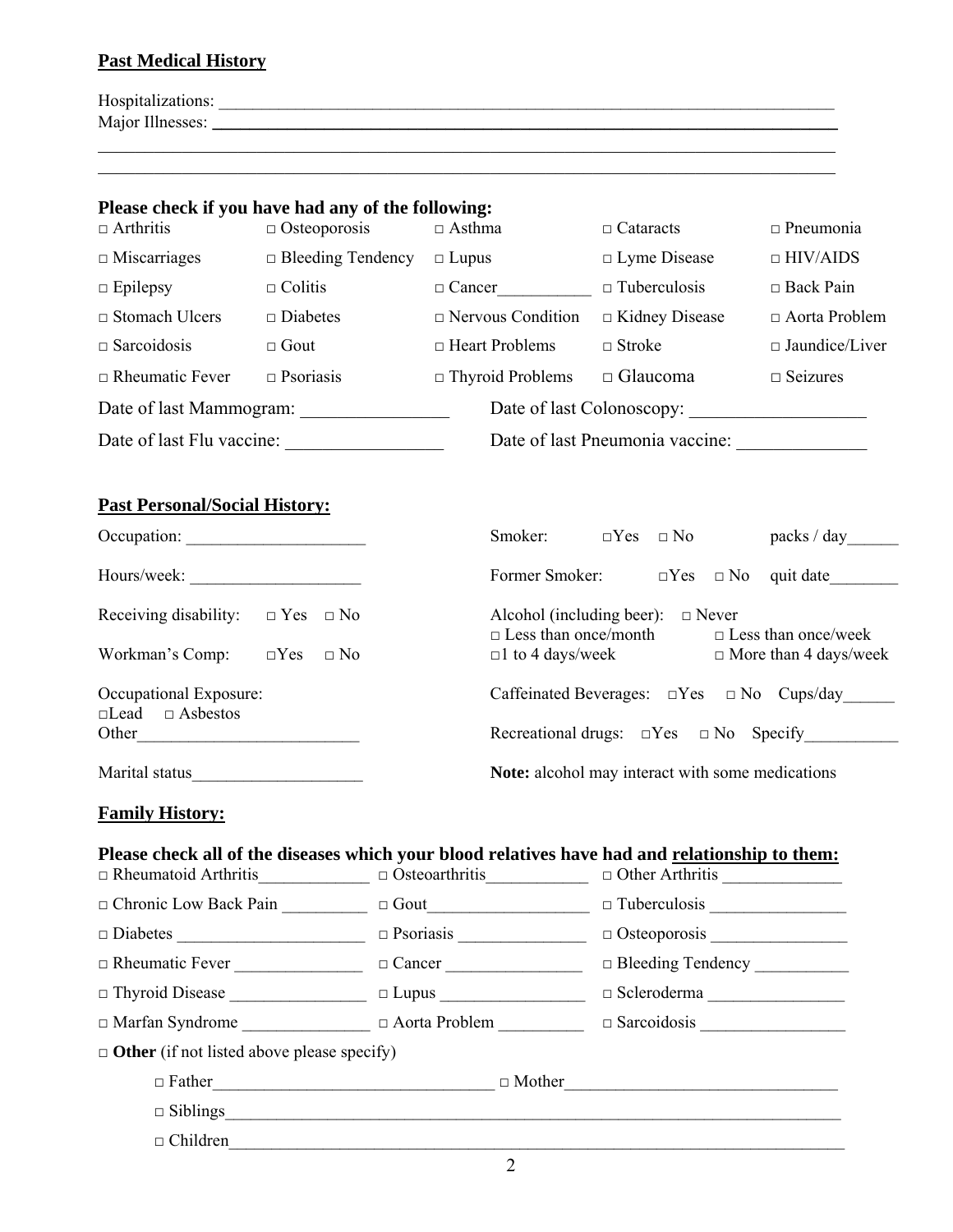## Past Medical History

Hospitalizations: ___________________________________________________________________________

Major Illnesses: ___________________________________________________________________________

_____________________________________________________________________________________________

_____________________________________________________________________________________________

### Please check if you have had any of the following:

| | | | | |
|---|---|---|---|---|
| □ Arthritis | □ Osteoporosis | □ Asthma | □ Cataracts | □ Pneumonia |
| □ Miscarriages | □ Bleeding Tendency | □ Lupus | □ Lyme Disease | □ HIV/AIDS |
| □ Epilepsy | □ Colitis | □ Cancer__________ | □ Tuberculosis | □ Back Pain |
| □ Stomach Ulcers | □ Diabetes | □ Nervous Condition | □ Kidney Disease | □ Aorta Problem |
| □ Sarcoidosis | □ Gout | □ Heart Problems | □ Stroke | □ Jaundice/Liver |
| □ Rheumatic Fever | □ Psoriasis | □ Thyroid Problems | □ Glaucoma | □ Seizures |

Date of last Mammogram: _______________ Date of last Colonoscopy: __________________

Date of last Flu vaccine: ________________ Date of last Pneumonia vaccine: _____________

## Past Personal/Social History:

Occupation: ____________________

Hours/week: ___________________

Receiving disability: □ Yes □ No

Workman's Comp: □Yes □ No

Occupational Exposure:
□Lead □ Asbestos
Other________________________

Marital status___________________

Smoker: □Yes □ No packs / day______

Former Smoker: □Yes □ No quit date________

Alcohol (including beer): □ Never
□ Less than once/month □ Less than once/week
□1 to 4 days/week □ More than 4 days/week

Caffeinated Beverages: □Yes □ No Cups/day______

Recreational drugs: □Yes □ No Specify__________

**Note:** alcohol may interact with some medications

## Family History:

### Please check all of the diseases which your blood relatives have had and relationship to them:

| | | |
|---|---|---|
| □ Rheumatoid Arthritis____________ | □ Osteoarthritis___________ | □ Other Arthritis _____________ |
| □ Chronic Low Back Pain _________ | □ Gout__________________ | □ Tuberculosis _______________ |
| □ Diabetes _____________________ | □ Psoriasis ______________ | □ Osteoporosis _______________ |
| □ Rheumatic Fever ______________ | □ Cancer _______________ | □ Bleeding Tendency __________ |
| □ Thyroid Disease _______________ | □ Lupus ________________ | □ Scleroderma _______________ |
| □ Marfan Syndrome ______________ | □ Aorta Problem _________ | □ Sarcoidosis ________________ |

□ **Other** (if not listed above please specify)

□ Father_______________________________ □ Mother______________________________

□ Siblings__________________________________________________________________________

□ Children_________________________________________________________________________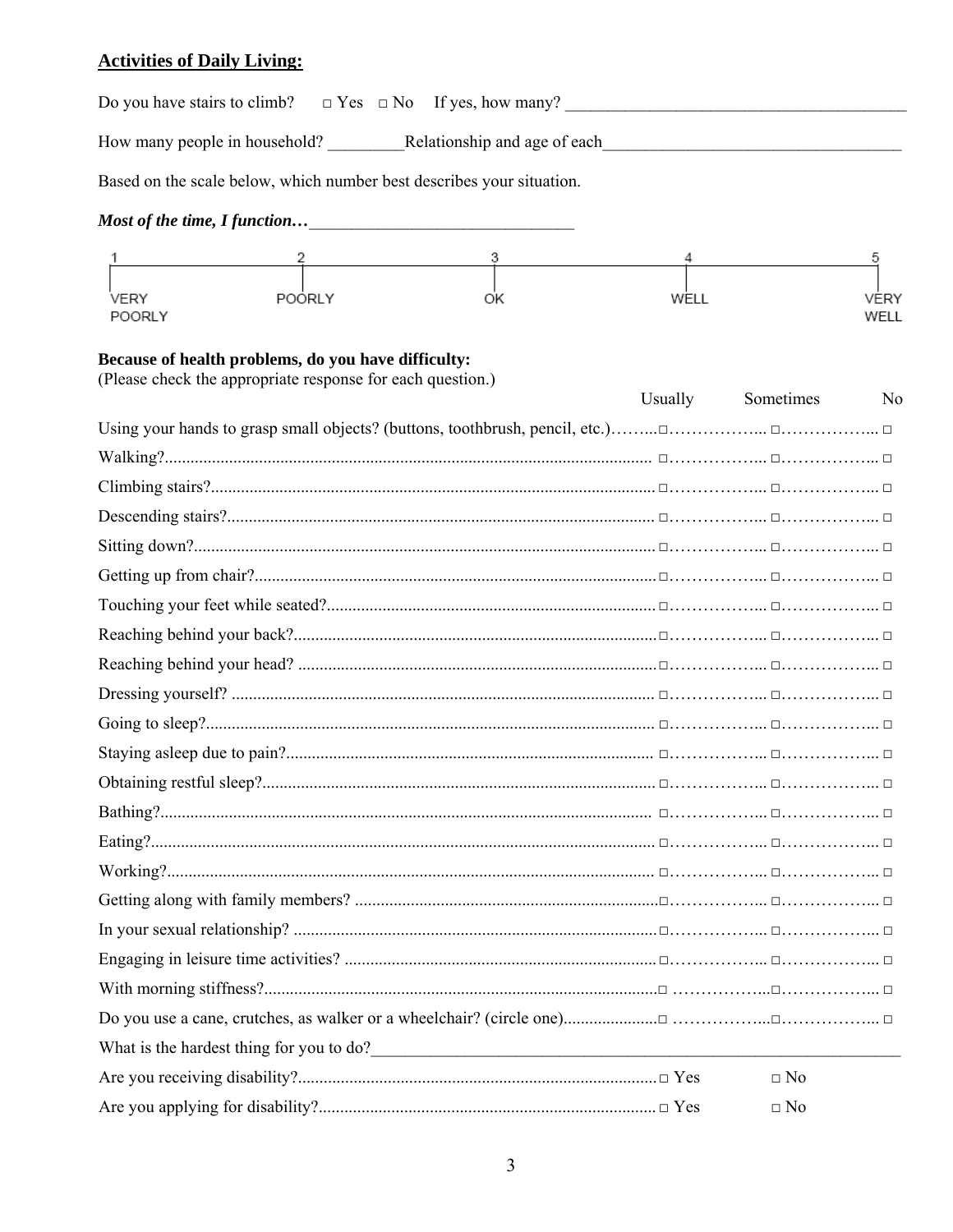## Activities of Daily Living:

Do you have stairs to climb? □ Yes □ No If yes, how many? ________________________________________

How many people in household? _________Relationship and age of each___________________________________

Based on the scale below, which number best describes your situation.

***Most of the time, I function…***_______________________________

| 1 | 2 | 3 | 4 | 5 |
|---|---|---|---|---|
| VERY POORLY | POORLY | OK | WELL | VERY WELL |

**Because of health problems, do you have difficulty:**
(Please check the appropriate response for each question.)

| | Usually | Sometimes | No |
|---|---|---|---|
| Using your hands to grasp small objects? (buttons, toothbrush, pencil, etc.) | □ | □ | □ |
| Walking? | □ | □ | □ |
| Climbing stairs? | □ | □ | □ |
| Descending stairs? | □ | □ | □ |
| Sitting down? | □ | □ | □ |
| Getting up from chair? | □ | □ | □ |
| Touching your feet while seated? | □ | □ | □ |
| Reaching behind your back? | □ | □ | □ |
| Reaching behind your head? | □ | □ | □ |
| Dressing yourself? | □ | □ | □ |
| Going to sleep? | □ | □ | □ |
| Staying asleep due to pain? | □ | □ | □ |
| Obtaining restful sleep? | □ | □ | □ |
| Bathing? | □ | □ | □ |
| Eating? | □ | □ | □ |
| Working? | □ | □ | □ |
| Getting along with family members? | □ | □ | □ |
| In your sexual relationship? | □ | □ | □ |
| Engaging in leisure time activities? | □ | □ | □ |
| With morning stiffness? | □ | □ | □ |
| Do you use a cane, crutches, as walker or a wheelchair? (circle one) | □ | □ | □ |

What is the hardest thing for you to do?_________________________________________________________________

| | | |
|---|---|---|
| Are you receiving disability? | □ Yes | □ No |
| Are you applying for disability? | □ Yes | □ No |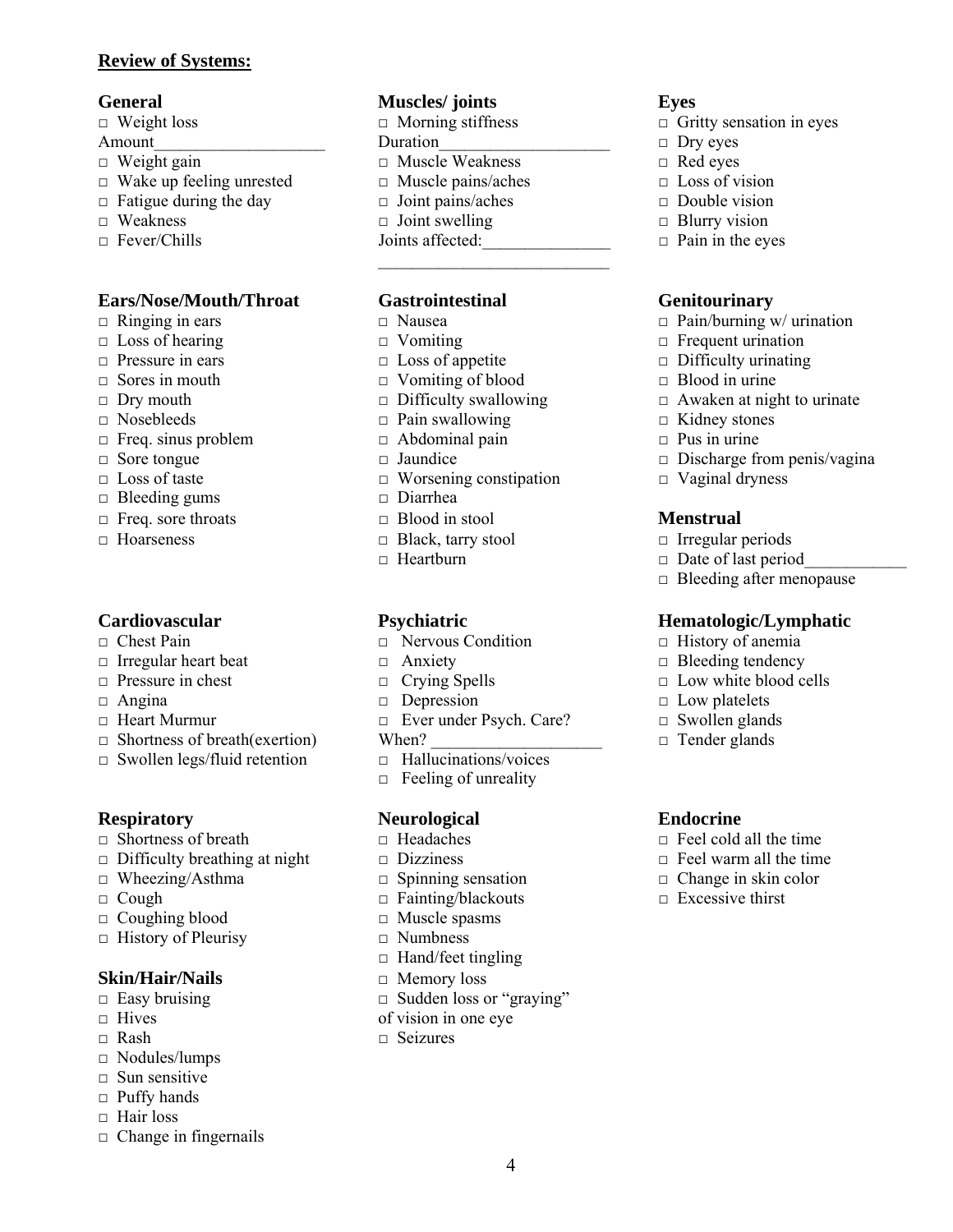**Review of Systems:**

### General

- □ Weight loss

Amount___________________

- □ Weight gain
- □ Wake up feeling unrested
- □ Fatigue during the day
- □ Weakness
- □ Fever/Chills

### Ears/Nose/Mouth/Throat

- □ Ringing in ears
- □ Loss of hearing
- □ Pressure in ears
- □ Sores in mouth
- □ Dry mouth
- □ Nosebleeds
- □ Freq. sinus problem
- □ Sore tongue
- □ Loss of taste
- □ Bleeding gums
- □ Freq. sore throats
- □ Hoarseness

### Cardiovascular

- □ Chest Pain
- □ Irregular heart beat
- □ Pressure in chest
- □ Angina
- □ Heart Murmur
- □ Shortness of breath(exertion)
- □ Swollen legs/fluid retention

### Respiratory

- □ Shortness of breath
- □ Difficulty breathing at night
- □ Wheezing/Asthma
- □ Cough
- □ Coughing blood
- □ History of Pleurisy

### Skin/Hair/Nails

- □ Easy bruising
- □ Hives
- □ Rash
- □ Nodules/lumps
- □ Sun sensitive
- □ Puffy hands
- □ Hair loss
- □ Change in fingernails

### Muscles/ joints

- □ Morning stiffness

Duration___________________

- □ Muscle Weakness
- □ Muscle pains/aches
- □ Joint pains/aches
- □ Joint swelling

Joints affected:______________
__________________________

### Gastrointestinal

- □ Nausea
- □ Vomiting
- □ Loss of appetite
- □ Vomiting of blood
- □ Difficulty swallowing
- □ Pain swallowing
- □ Abdominal pain
- □ Jaundice
- □ Worsening constipation
- □ Diarrhea
- □ Blood in stool
- □ Black, tarry stool
- □ Heartburn

### Psychiatric

- □ Nervous Condition
- □ Anxiety
- □ Crying Spells
- □ Depression
- □ Ever under Psych. Care?

When? ___________________

- □ Hallucinations/voices
- □ Feeling of unreality

### Neurological

- □ Headaches
- □ Dizziness
- □ Spinning sensation
- □ Fainting/blackouts
- □ Muscle spasms
- □ Numbness
- □ Hand/feet tingling
- □ Memory loss
- □ Sudden loss or "graying" of vision in one eye
- □ Seizures

### Eyes

- □ Gritty sensation in eyes
- □ Dry eyes
- □ Red eyes
- □ Loss of vision
- □ Double vision
- □ Blurry vision
- □ Pain in the eyes

### Genitourinary

- □ Pain/burning w/ urination
- □ Frequent urination
- □ Difficulty urinating
- □ Blood in urine
- □ Awaken at night to urinate
- □ Kidney stones
- □ Pus in urine
- □ Discharge from penis/vagina
- □ Vaginal dryness

### Menstrual

- □ Irregular periods
- □ Date of last period___________
- □ Bleeding after menopause

### Hematologic/Lymphatic

- □ History of anemia
- □ Bleeding tendency
- □ Low white blood cells
- □ Low platelets
- □ Swollen glands
- □ Tender glands

### Endocrine

- □ Feel cold all the time
- □ Feel warm all the time
- □ Change in skin color
- □ Excessive thirst